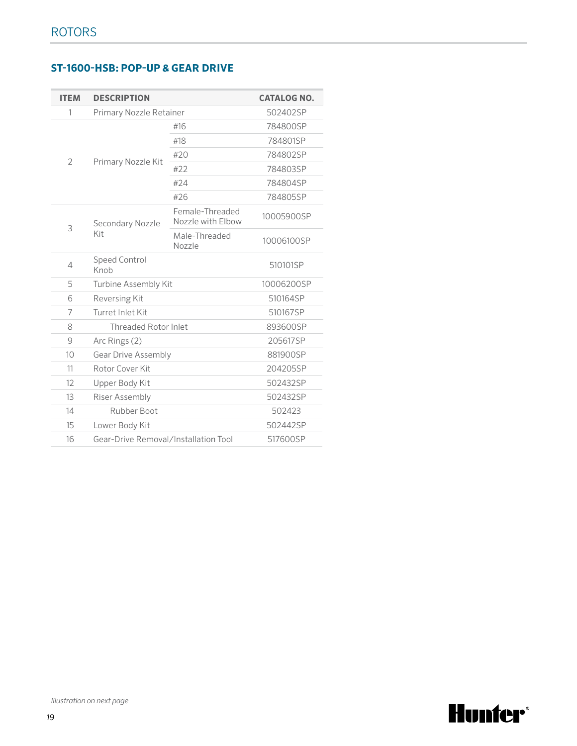## ROTORS

### ST-1600-HSB: POP-UP & GEAR DRIVE

| ITEM | DESCRIPTION | | CATALOG NO. |
|---|---|---|---|
| 1 | Primary Nozzle Retainer | | 502402SP |
| 2 | Primary Nozzle Kit | #16 | 784800SP |
| | | #18 | 784801SP |
| | | #20 | 784802SP |
| | | #22 | 784803SP |
| | | #24 | 784804SP |
| | | #26 | 784805SP |
| 3 | Secondary Nozzle Kit | Female-Threaded Nozzle with Elbow | 10005900SP |
| | | Male-Threaded Nozzle | 10006100SP |
| 4 | Speed Control Knob | | 510101SP |
| 5 | Turbine Assembly Kit | | 10006200SP |
| 6 | Reversing Kit | | 510164SP |
| 7 | Turret Inlet Kit | | 510167SP |
| 8 | Threaded Rotor Inlet | | 893600SP |
| 9 | Arc Rings (2) | | 205617SP |
| 10 | Gear Drive Assembly | | 881900SP |
| 11 | Rotor Cover Kit | | 204205SP |
| 12 | Upper Body Kit | | 502432SP |
| 13 | Riser Assembly | | 502432SP |
| 14 | Rubber Boot | | 502423 |
| 15 | Lower Body Kit | | 502442SP |
| 16 | Gear-Drive Removal/Installation Tool | | 517600SP |

*Illustration on next page*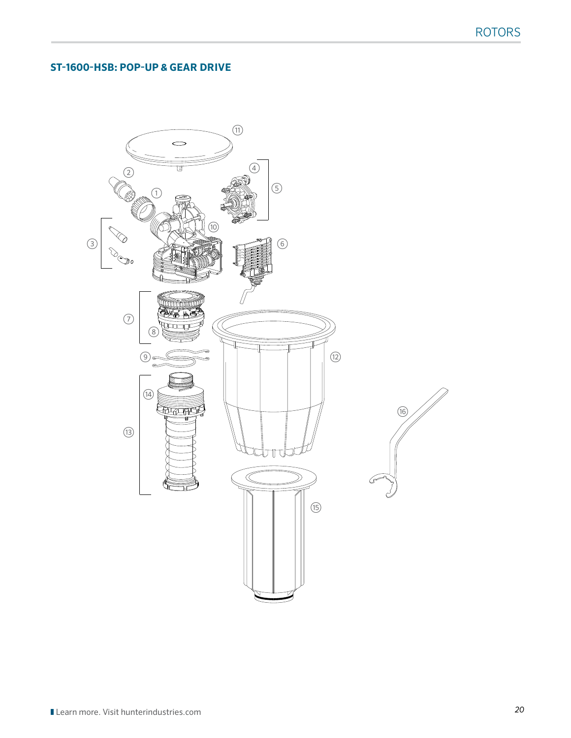## ST-1600-HSB: POP-UP & GEAR DRIVE

11

4

2

5

1

10

3

6

7

8

9

12

14

16

13

15

Learn more. Visit hunterindustries.com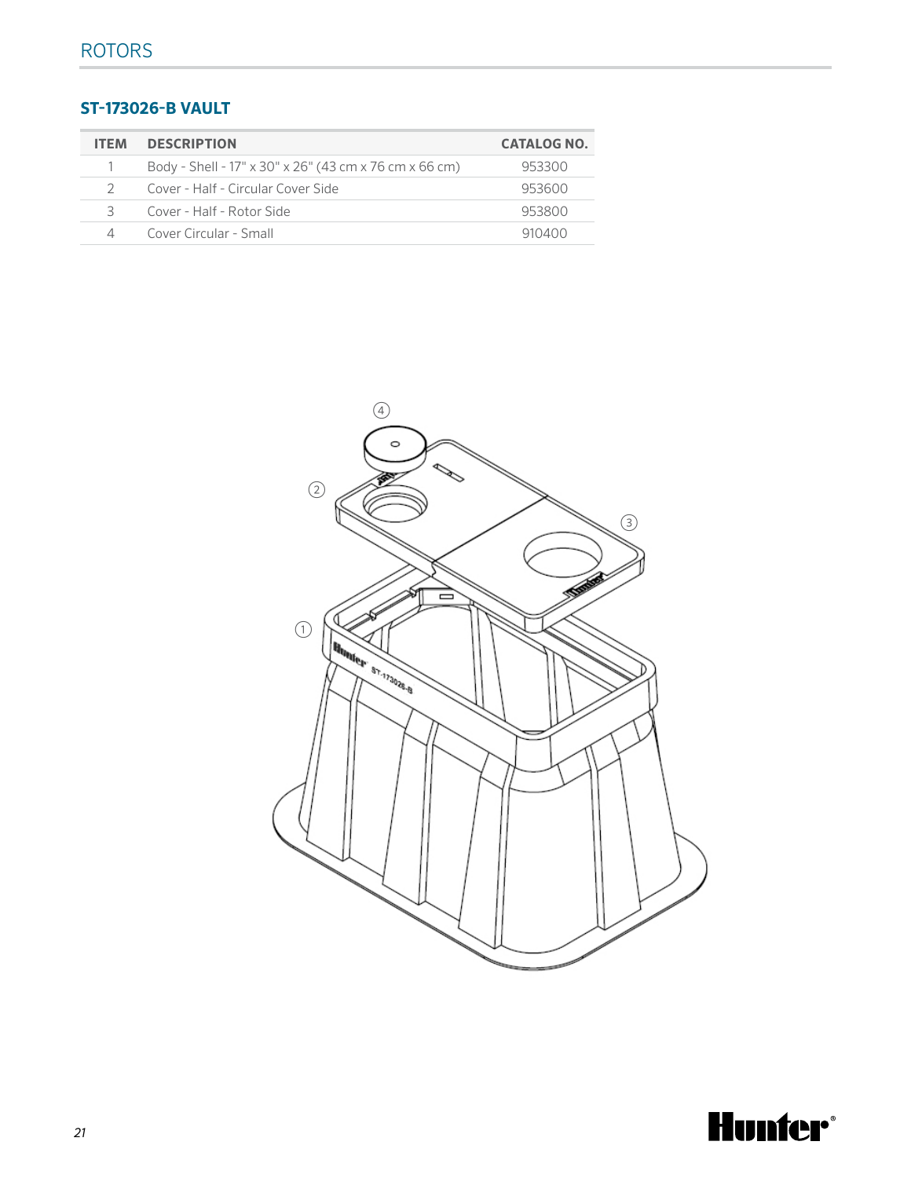## ST-173026-B VAULT

| ITEM | DESCRIPTION | CATALOG NO. |
|---|---|---|
| 1 | Body - Shell - 17" x 30" x 26" (43 cm x 76 cm x 66 cm) | 953300 |
| 2 | Cover - Half - Circular Cover Side | 953600 |
| 3 | Cover - Half - Rotor Side | 953800 |
| 4 | Cover Circular - Small | 910400 |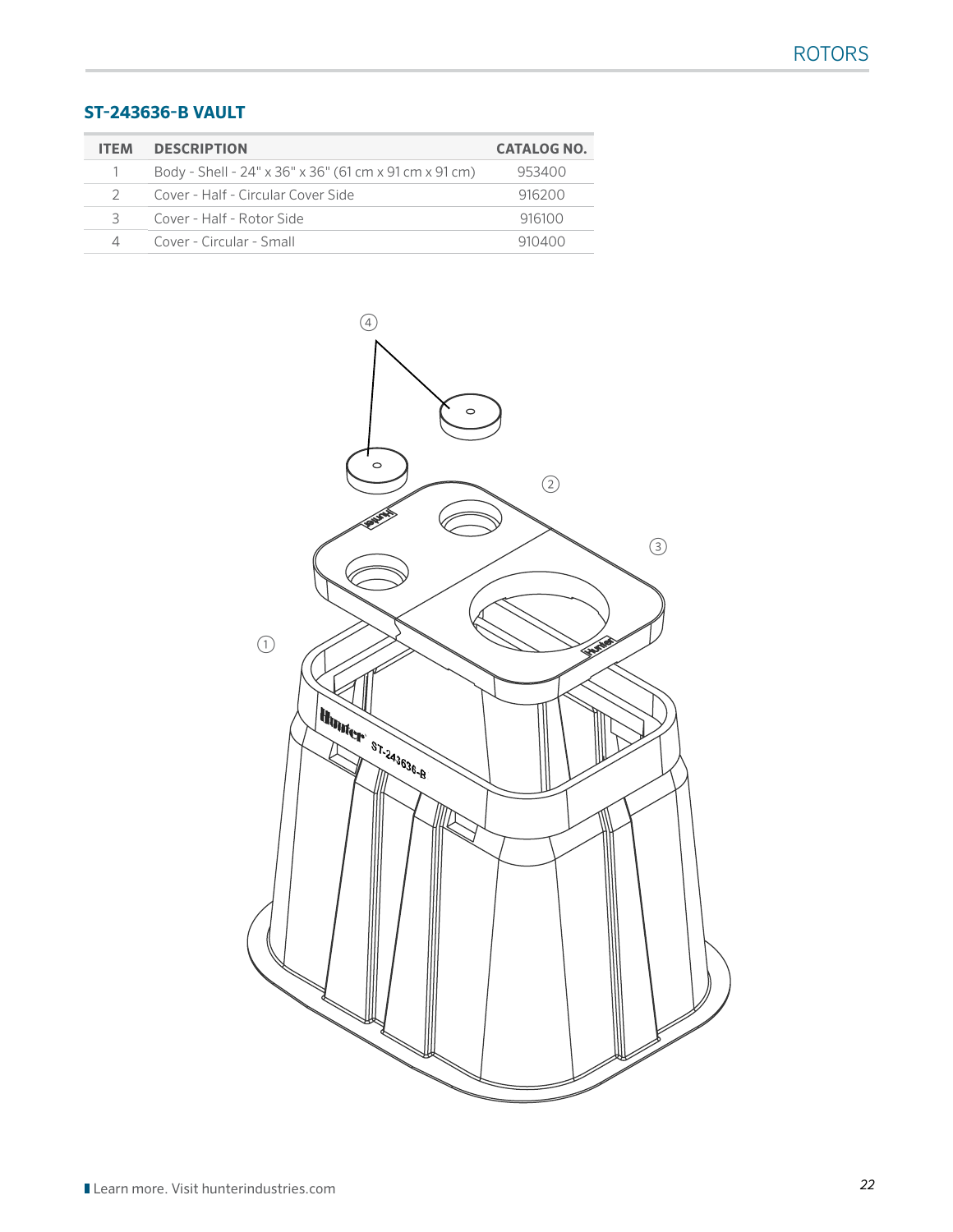## ST-243636-B VAULT

| ITEM | DESCRIPTION | CATALOG NO. |
|---|---|---|
| 1 | Body - Shell - 24" x 36" x 36" (61 cm x 91 cm x 91 cm) | 953400 |
| 2 | Cover - Half - Circular Cover Side | 916200 |
| 3 | Cover - Half - Rotor Side | 916100 |
| 4 | Cover - Circular - Small | 910400 |